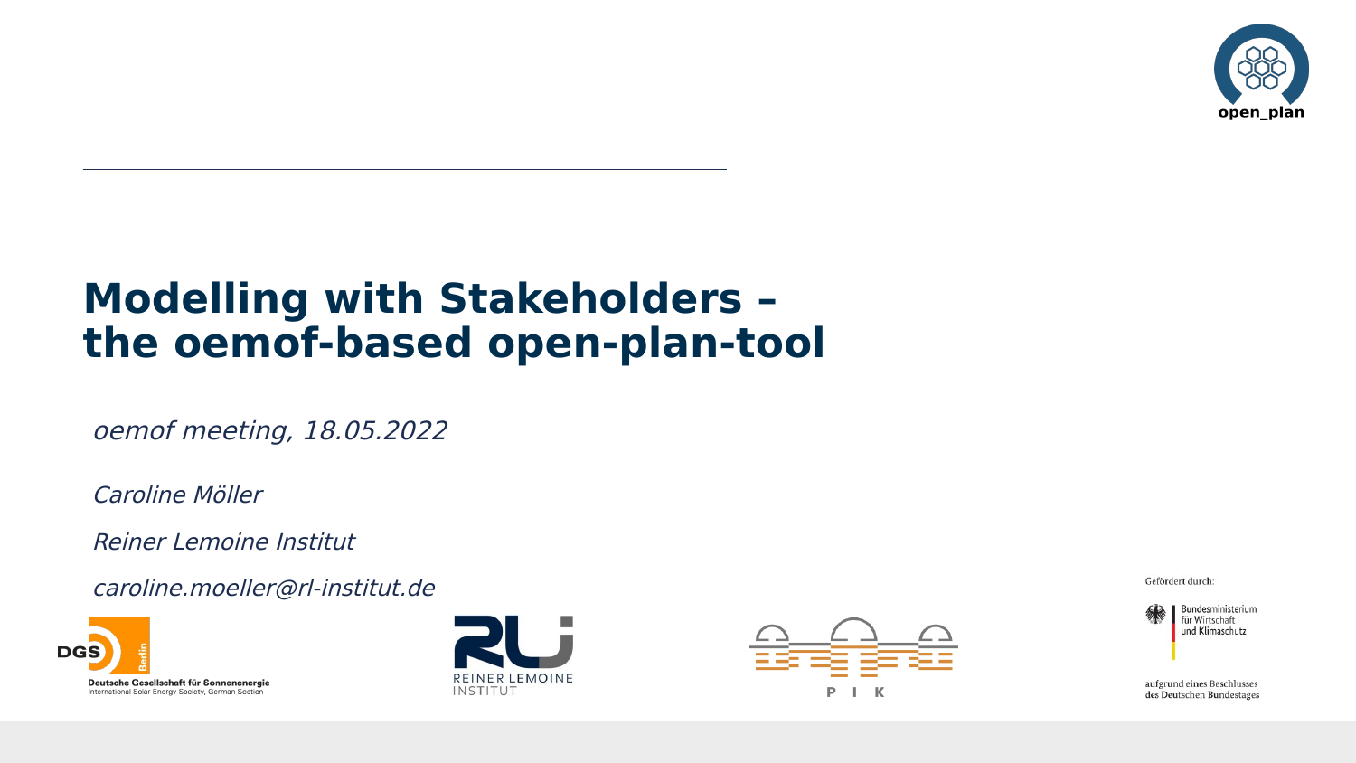open_plan

# Modelling with Stakeholders – the oemof-based open-plan-tool

*oemof meeting, 18.05.2022*

*Caroline Möller*

*Reiner Lemoine Institut*

*caroline.moeller@rl-institut.de*

DGS Berlin
Deutsche Gesellschaft für Sonnenenergie
International Solar Energy Society, German Section

REINER LEMOINE INSTITUT

P I K

Gefördert durch:

Bundesministerium für Wirtschaft und Klimaschutz

aufgrund eines Beschlusses des Deutschen Bundestages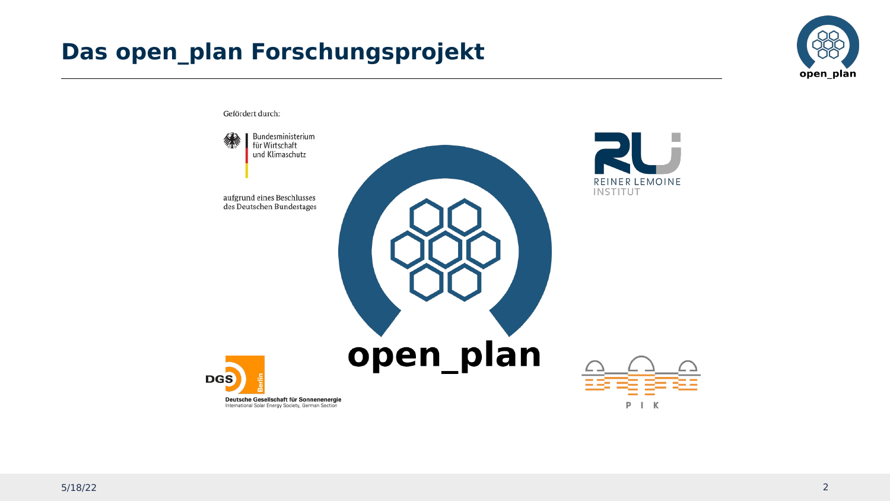# Das open_plan Forschungsprojekt

Gefördert durch:

Bundesministerium für Wirtschaft und Klimaschutz

aufgrund eines Beschlusses des Deutschen Bundestages

REINER LEMOINE INSTITUT

open_plan

DGS Berlin

Deutsche Gesellschaft für Sonnenenergie
International Solar Energy Society, German Section

P I K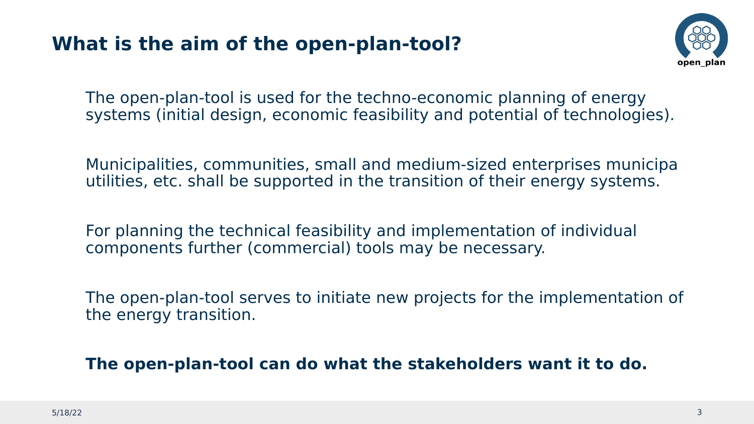# What is the aim of the open-plan-tool?

The open-plan-tool is used for the techno-economic planning of energy systems (initial design, economic feasibility and potential of technologies).

Municipalities, communities, small and medium-sized enterprises municipa utilities, etc. shall be supported in the transition of their energy systems.

For planning the technical feasibility and implementation of individual components further (commercial) tools may be necessary.

The open-plan-tool serves to initiate new projects for the implementation of the energy transition.

**The open-plan-tool can do what the stakeholders want it to do.**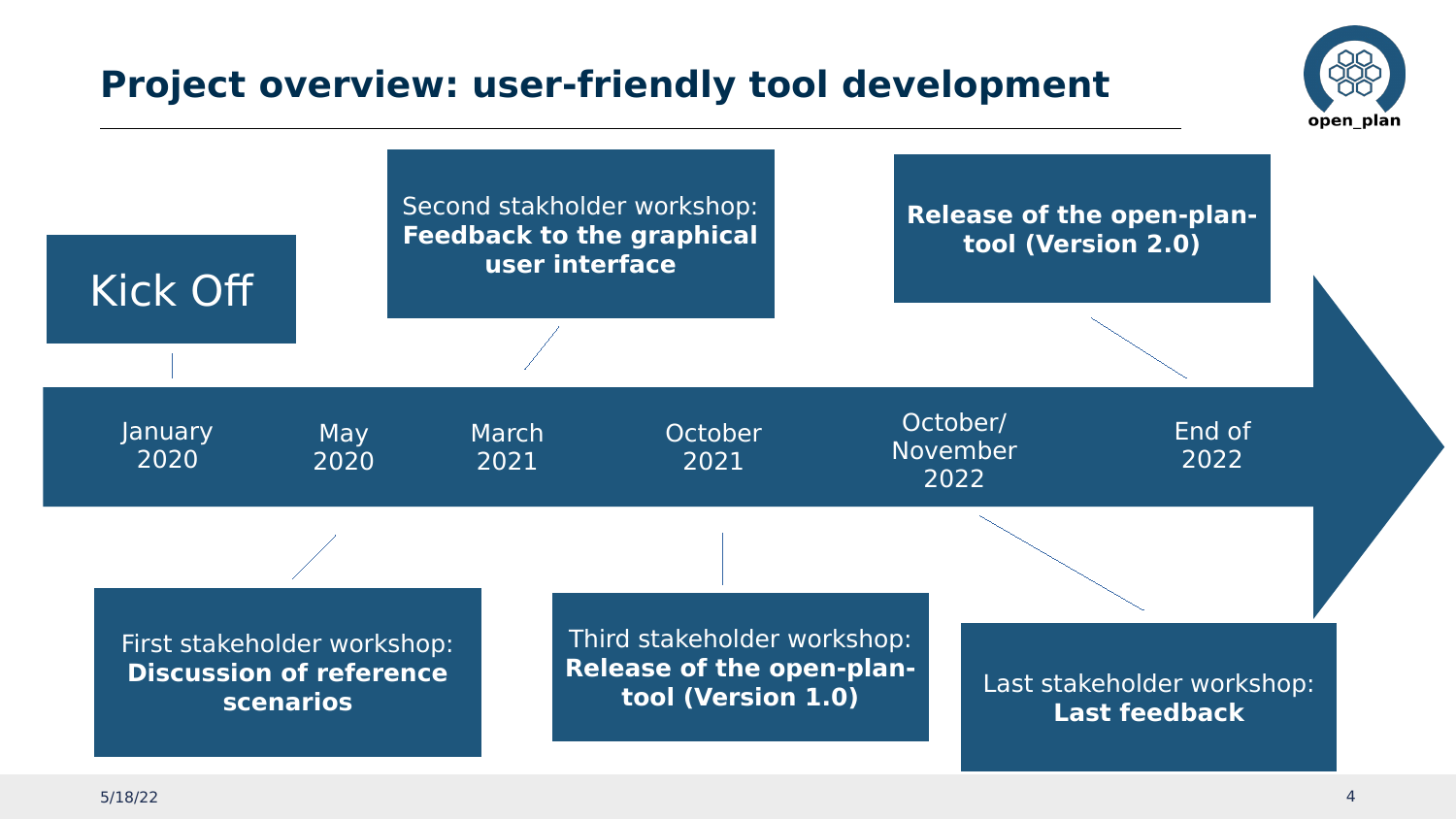## Project overview: user-friendly tool development

- **January 2020:** Kick Off
- **May 2020:** First stakeholder workshop: **Discussion of reference scenarios**
- **March 2021:** Second stakholder workshop: **Feedback to the graphical user interface**
- **October 2021:** Third stakeholder workshop: **Release of the open-plan-tool (Version 1.0)**
- **October/ November 2022:** Last stakeholder workshop: **Last feedback**
- **End of 2022:** **Release of the open-plan-tool (Version 2.0)**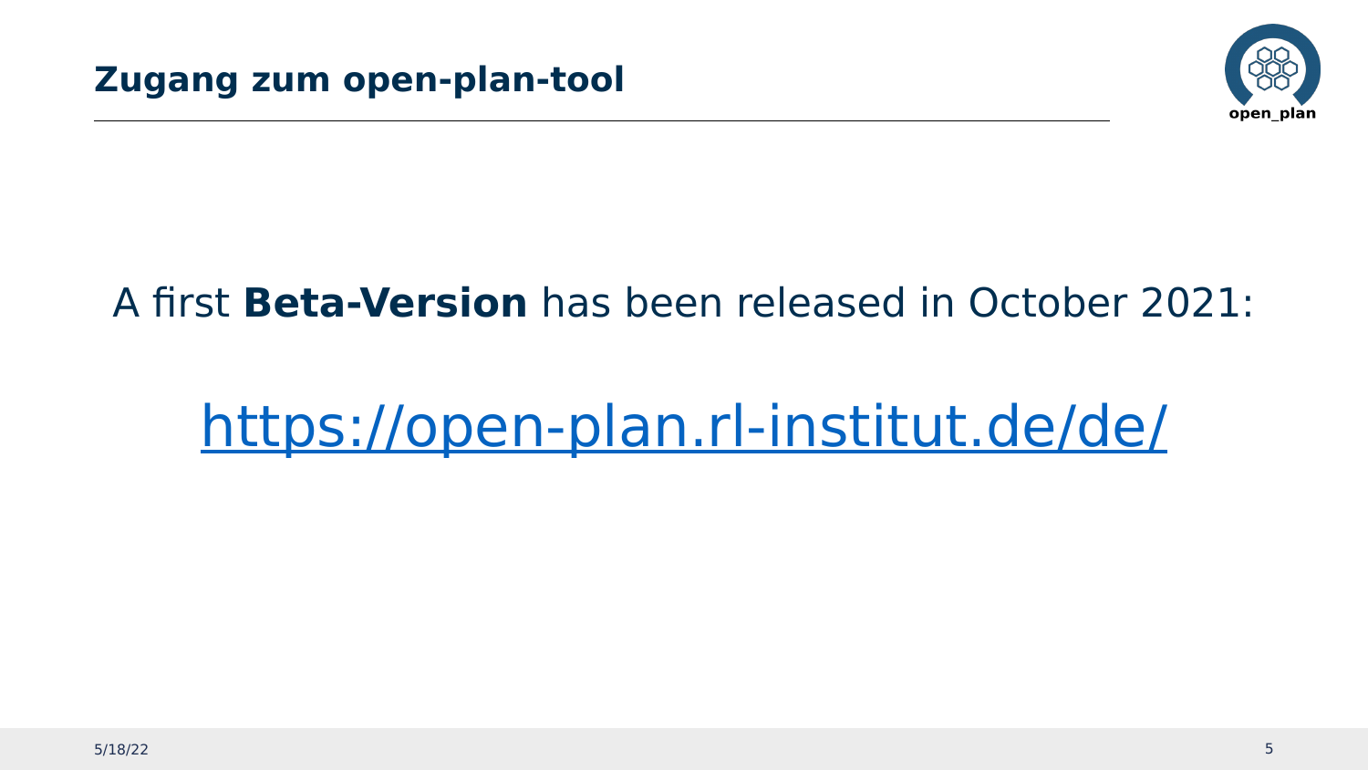## Zugang zum open-plan-tool

A first **Beta-Version** has been released in October 2021:

[https://open-plan.rl-institut.de/de/](https://open-plan.rl-institut.de/de/)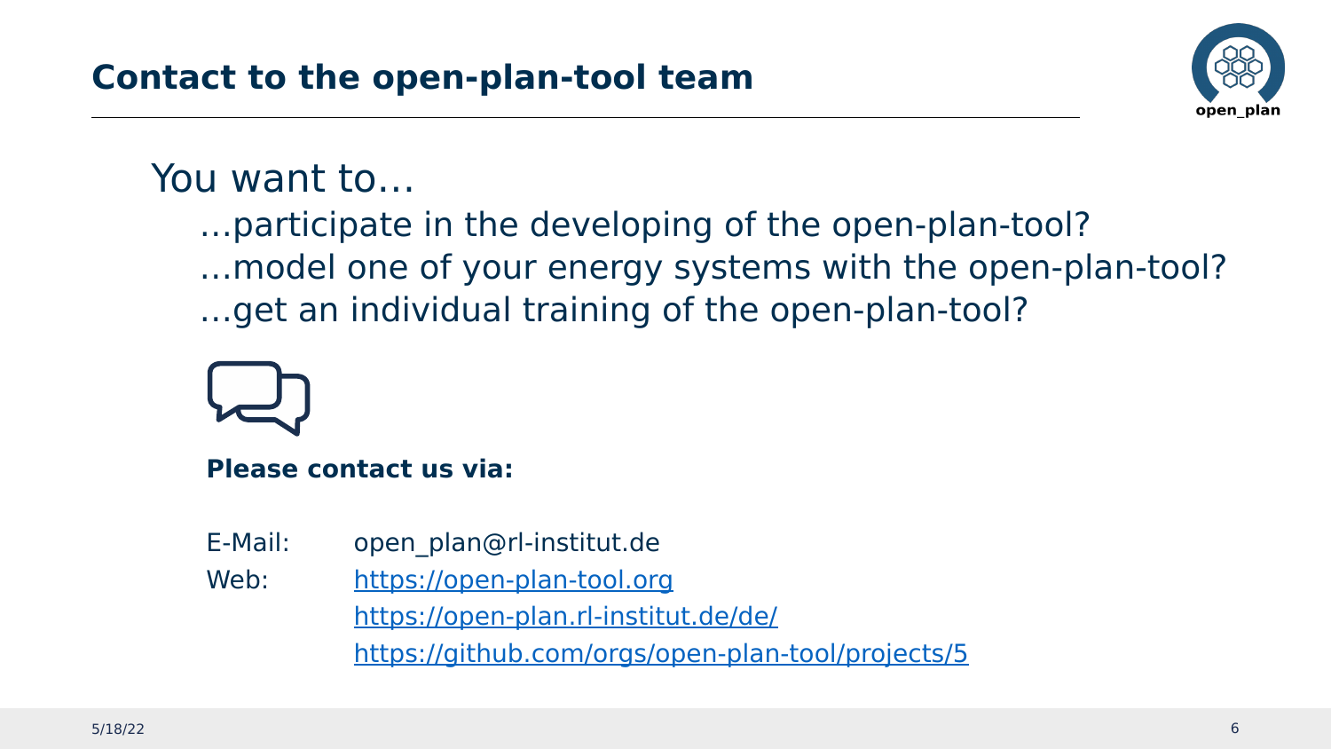## Contact to the open-plan-tool team

You want to…

…participate in the developing of the open-plan-tool?
…model one of your energy systems with the open-plan-tool?
…get an individual training of the open-plan-tool?

**Please contact us via:**

| | |
|---|---|
| E-Mail: | open_plan@rl-institut.de |
| Web: | https://open-plan-tool.org |
| | https://open-plan.rl-institut.de/de/ |
| | https://github.com/orgs/open-plan-tool/projects/5 |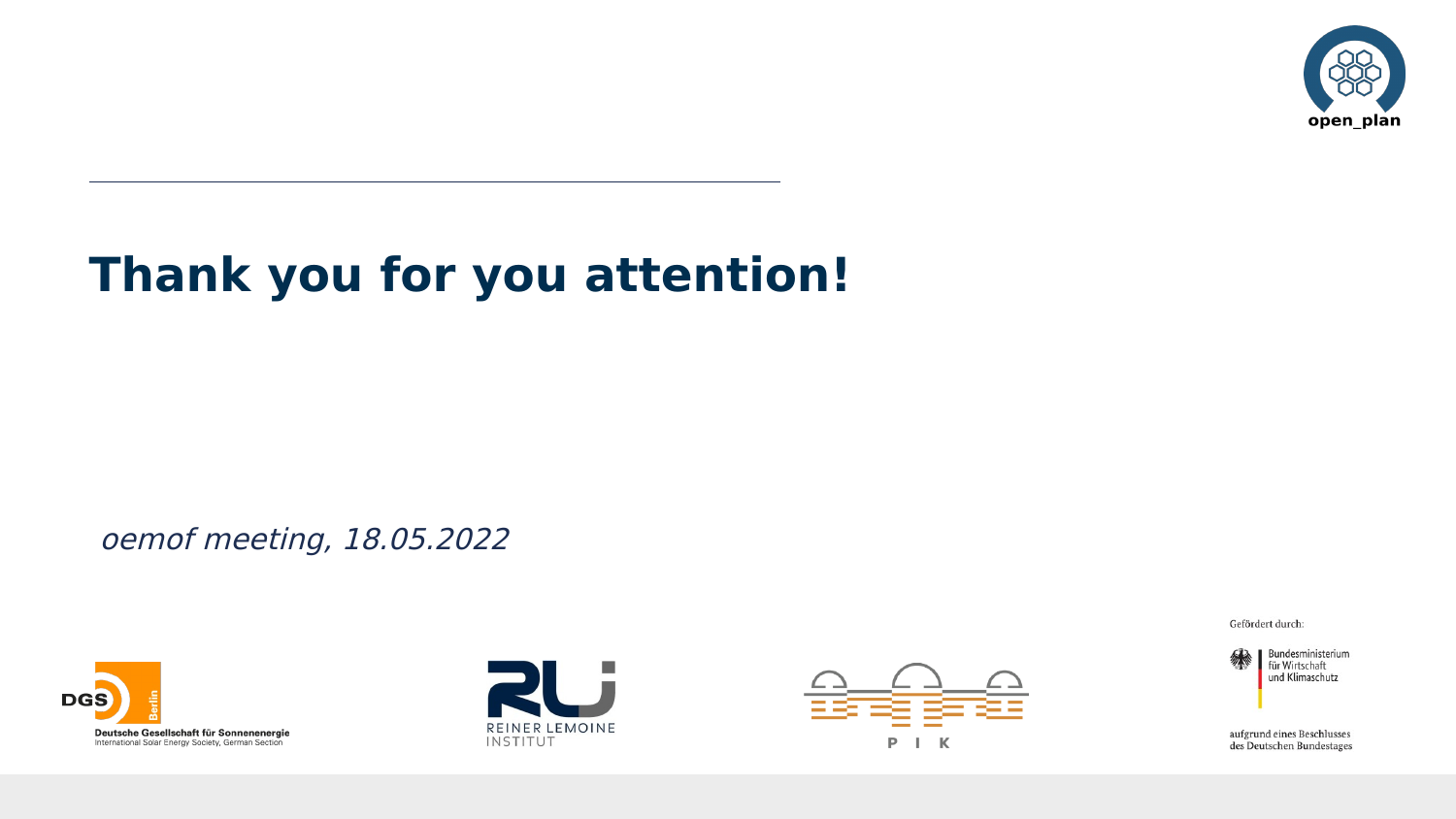# Thank you for you attention!

*oemof meeting, 18.05.2022*

open_plan

Deutsche Gesellschaft für Sonnenenergie
International Solar Energy Society, German Section

REINER LEMOINE INSTITUT

P I K

Gefördert durch:

Bundesministerium für Wirtschaft und Klimaschutz

aufgrund eines Beschlusses des Deutschen Bundestages